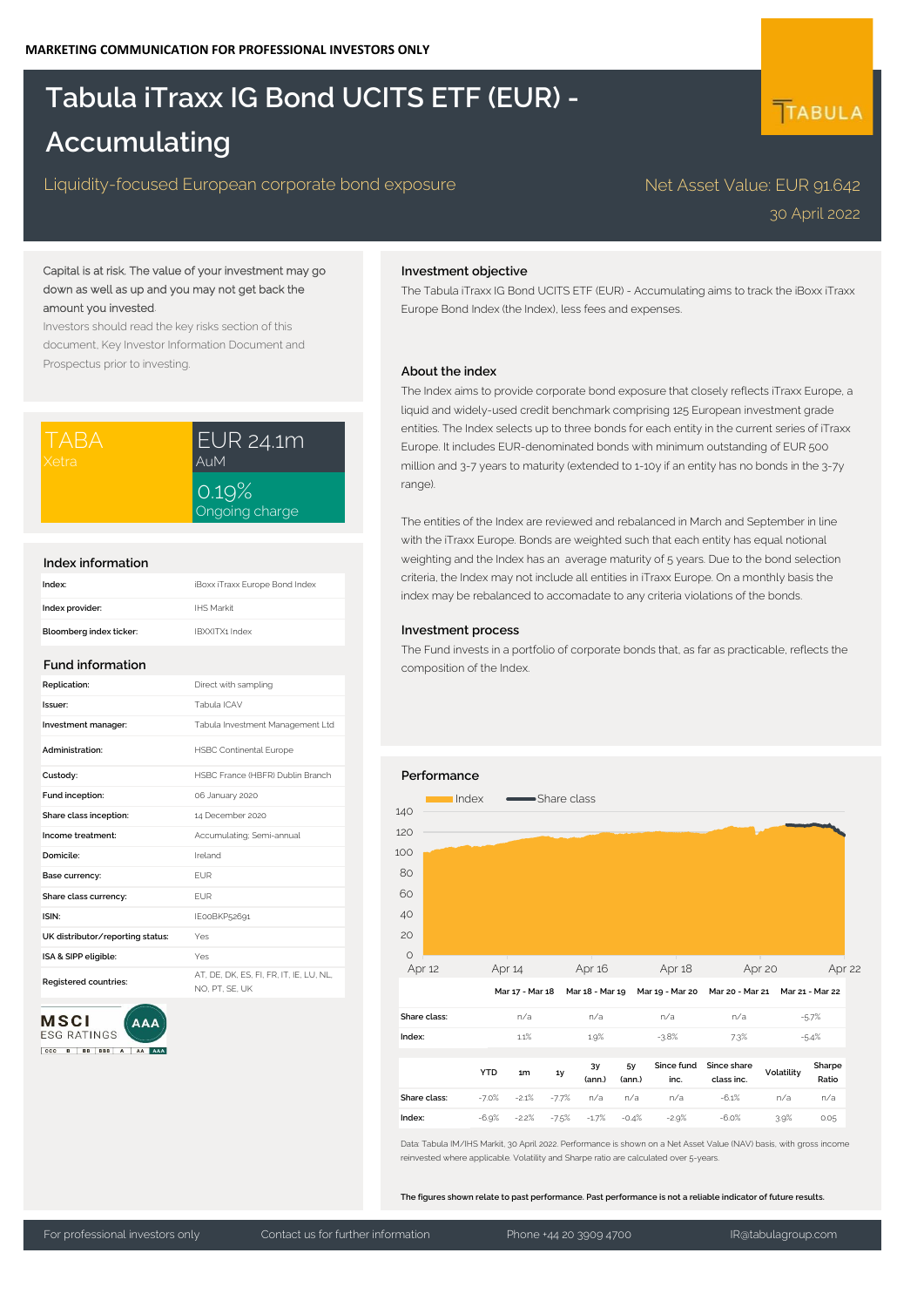MARKETING COMMUNICATION FOR PROFESSIONAL INVESTORS ONLY

# Tabula iTraxx IG Bond UCITS ETF (EUR) - Accumulating

Liquidity-focused European corporate bond exposure

Net Asset Value: EUR 91.642

30 April 2022

Capital is at risk. The value of your investment may go down as well as up and you may not get back the amount you invested.

Investors should read the key risks section of this document, Key Investor Document and Prospectus prior to investing.

**TABA** Xetra

**EUR 24.1m** AuM

**0.19%** Ongoing charge

## Index information

| | |
|---|---|
| Index: | iBoxx iTraxx Europe Bond Index |
| Index provider: | IHS Markit |
| Bloomberg index ticker: | IBXXITX1 Index |

## Fund information

| | |
|---|---|
| Replication: | Direct with sampling |
| Issuer: | Tabula ICAV |
| Investment manager: | Tabula Investment Management Ltd |
| Administration: | HSBC Continental Europe |
| Custody: | HSBC France (HBFR) Dublin Branch |
| Fund inception: | 06 January 2020 |
| Share class inception: | 14 December 2020 |
| Income treatment: | Accumulating; Semi-annual |
| Domicile: | Ireland |
| Base currency: | EUR |
| Share class currency: | EUR |
| ISIN: | IE00BKP52691 |
| UK distributor/reporting status: | Yes |
| ISA & SIPP eligible: | Yes |
| Registered countries: | AT, DE, DK, ES, FI, FR, IT, IE, LU, NL, NO, PT, SE, UK |

MSCI ESG RATINGS AAA

## Investment objective

The Tabula iTraxx IG Bond UCITS ETF (EUR) - Accumulating aims to track the iBoxx iTraxx Europe Bond Index (the Index), less fees and expenses.

## About the index

The Index aims to provide corporate bond exposure that closely reflects iTraxx Europe, a liquid and widely-used credit benchmark comprising 125 European investment grade entities. The Index selects up to three bonds for each entity in the current series of iTraxx Europe. It includes EUR-denominated bonds with minimum outstanding of EUR 500 million and 3-7 years to maturity (extended to 1-10y if an entity has no bonds in the 3-7y range).

The entities of the Index are reviewed and rebalanced in March and September in line with the iTraxx Europe. Bonds are weighted such that each entity has equal notional weighting and the Index has an average maturity of 5 years. Due to the bond selection criteria, the Index may not include all entities in iTraxx Europe. On a monthly basis the index may be rebalanced to accomadate to any criteria violations of the bonds.

## Investment process

The Fund invests in a portfolio of corporate bonds that, as far as practicable, reflects the composition of the Index.

## Performance

| | Mar 17 - Mar 18 | Mar 18 - Mar 19 | Mar 19 - Mar 20 | Mar 20 - Mar 21 | Mar 21 - Mar 22 |
|---|---|---|---|---|---|
| Share class: | n/a | n/a | n/a | n/a | -5.7% |
| Index: | 1.1% | 1.9% | -3.8% | 7.3% | -5.4% |

| | YTD | 1m | 1y | 3y (ann.) | 5y (ann.) | Since fund inc. | Since share class inc. | Volatility | Sharpe Ratio |
|---|---|---|---|---|---|---|---|---|---|
| Share class: | -7.0% | -2.1% | -7.7% | n/a | n/a | n/a | -6.1% | n/a | n/a |
| Index: | -6.9% | -2.2% | -7.5% | -1.7% | -0.4% | -2.9% | -6.0% | 3.9% | 0.05 |

Data: Tabula IM/IHS Markit, 30 April 2022. Performance is shown on a Net Asset Value (NAV) basis, with gross income reinvested where applicable. Volatility and Sharpe ratio are calculated over 5-years.

**The figures shown relate to past performance. Past performance is not a reliable indicator of future results.**

For professional investors only | Contact us for further information | Phone +44 20 3909 4700 | IR@tabulagroup.com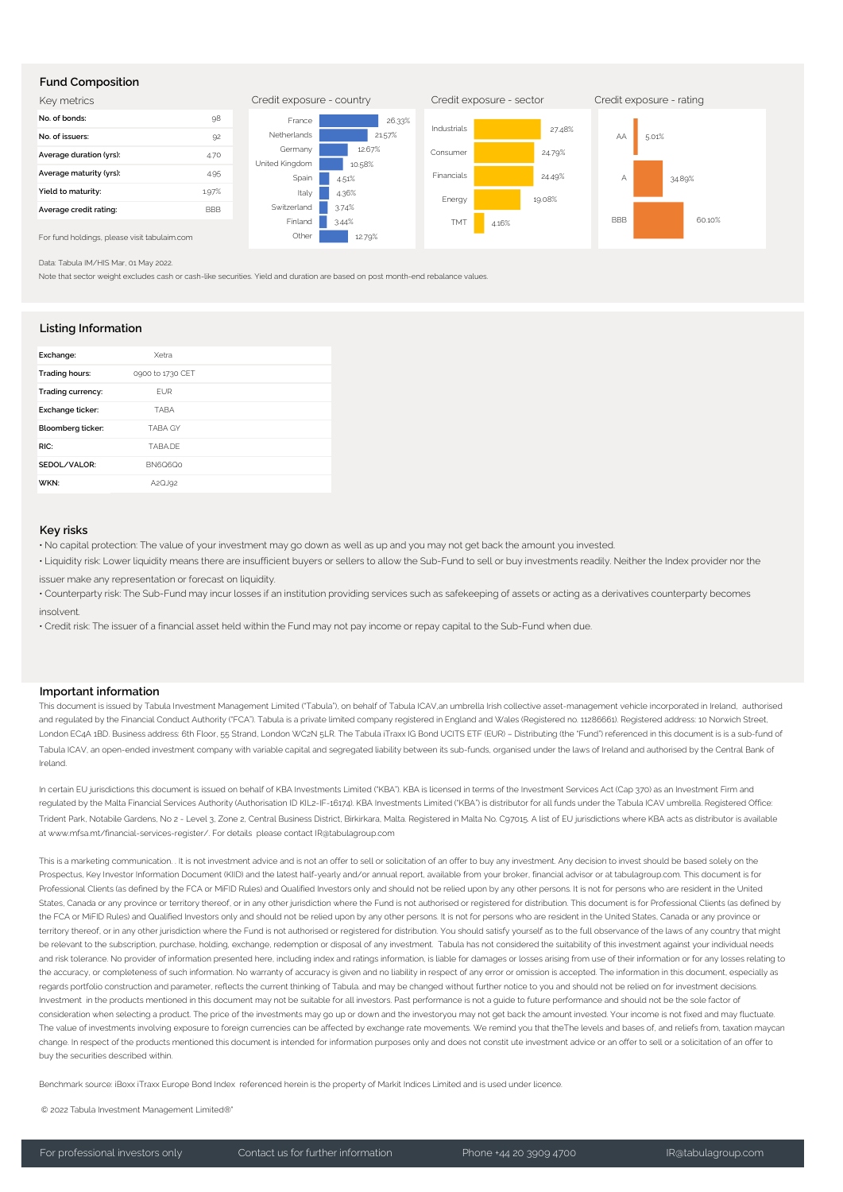## Fund Composition

### Key metrics

| | |
|---|---|
| **No. of bonds:** | 98 |
| **No. of issuers:** | 92 |
| **Average duration (yrs):** | 4.70 |
| **Average maturity (yrs):** | 4.95 |
| **Yield to maturity:** | 1.97% |
| **Average credit rating:** | BBB |

For fund holdings, please visit tabulaim.com

### Credit exposure - country

France 26.33%
Netherlands 21.57%
Germany 12.67%
United Kingdom 10.58%
Spain 4.51%
Italy 4.36%
Switzerland 3.74%
Finland 3.44%
Other 12.79%

### Credit exposure - sector

Industrials 27.48%
Consumer 24.79%
Financials 24.49%
Energy 19.08%
TMT 4.16%

### Credit exposure - rating

AA 5.01%
A 34.89%
BBB 60.10%

Data: Tabula IM/HIS Mar, 01 May 2022.

Note that sector weight excludes cash or cash-like securities. Yield and duration are based on post month-end rebalance values.

## Listing Information

| | |
|---|---|
| **Exchange:** | Xetra |
| **Trading hours:** | 0900 to 1730 CET |
| **Trading currency:** | EUR |
| **Exchange ticker:** | TABA |
| **Bloomberg ticker:** | TABA GY |
| **RIC:** | TABA.DE |
| **SEDOL/VALOR:** | BN6Q6Q0 |
| **WKN:** | A2QJ92 |

## Key risks

- No capital protection: The value of your investment may go down as well as up and you may not get back the amount you invested.
- Liquidity risk: Lower liquidity means there are insufficient buyers or sellers to allow the Sub-Fund to sell or buy investments readily. Neither the Index provider nor the issuer make any representation or forecast on liquidity.
- Counterparty risk: The Sub-Fund may incur losses if an institution providing services such as safekeeping of assets or acting as a derivatives counterparty becomes insolvent.
- Credit risk: The issuer of a financial asset held within the Fund may not pay income or repay capital to the Sub-Fund when due.

## Important information

This document is issued by Tabula Investment Management Limited ("Tabula"), on behalf of Tabula ICAV,an umbrella Irish collective asset-management vehicle incorporated in Ireland, authorised and regulated by the Financial Conduct Authority ("FCA"). Tabula is a private limited company registered in England and Wales (Registered no. 11286661). Registered address: 10 Norwich Street, London EC4A 1BD. Business address: 6th Floor, 55 Strand, London WC2N 5LR. The Tabula iTraxx IG Bond UCITS ETF (EUR) – Distributing (the "Fund") referenced in this document is is a sub-fund of Tabula ICAV, an open-ended investment company with variable capital and segregated liability between its sub-funds, organised under the laws of Ireland and authorised by the Central Bank of Ireland.

In certain EU jurisdictions this document is issued on behalf of KBA Investments Limited ("KBA"). KBA is licensed in terms of the Investment Services Act (Cap 370) as an Investment Firm and regulated by the Malta Financial Services Authority (Authorisation ID KIL2-IF-16174). KBA Investments Limited ("KBA") is distributor for all funds under the Tabula ICAV umbrella. Registered Office: Trident Park, Notabile Gardens, No 2 - Level 3, Zone 2, Central Business District, Birkirkara, Malta. Registered in Malta No. C97015. A list of EU jurisdictions where KBA acts as distributor is available at www.mfsa.mt/financial-services-register/. For details please contact IR@tabulagroup.com

This is a marketing communication. . It is not investment advice and is not an offer to sell or solicitation of an offer to buy any investment. Any decision to invest should be based solely on the Prospectus, Key Investor Information Document (KIID) and the latest half-yearly and/or annual report, available from your broker, financial advisor or at tabulagroup.com. This document is for Professional Clients (as defined by the FCA or MiFID Rules) and Qualified Investors only and should not be relied upon by any other persons. It is not for persons who are resident in the United States, Canada or any province or territory thereof, or in any other jurisdiction where the Fund is not authorised or registered for distribution. This document is for Professional Clients (as defined by the FCA or MiFID Rules) and Qualified Investors only and should not be relied upon by any other persons. It is not for persons who are resident in the United States, Canada or any province or territory thereof, or in any other jurisdiction where the Fund is not authorised or registered for distribution. You should satisfy yourself as to the full observance of the laws of any country that might be relevant to the subscription, purchase, holding, exchange, redemption or disposal of any investment. Tabula has not considered the suitability of this investment against your individual needs and risk tolerance. No provider of information presented here, including index and ratings information, is liable for damages or losses arising from use of their information or for any losses relating to the accuracy, or completeness of such information. No warranty of accuracy is given and no liability in respect of any error or omission is accepted. The information in this document, especially as regards portfolio construction and parameter, reflects the current thinking of Tabula. and may be changed without further notice to you and should not be relied on for investment decisions. Investment in the products mentioned in this document may not be suitable for all investors. Past performance is not a guide to future performance and should not be the sole factor of consideration when selecting a product. The price of the investments may go up or down and the investoryou may not get back the amount invested. Your income is not fixed and may fluctuate. The value of investments involving exposure to foreign currencies can be affected by exchange rate movements. We remind you that theThe levels and bases of, and reliefs from, taxation maycan change. In respect of the products mentioned this document is intended for information purposes only and does not constit ute investment advice or an offer to sell or a solicitation of an offer to buy the securities described within.

Benchmark source: iBoxx iTraxx Europe Bond Index referenced herein is the property of Markit Indices Limited and is used under licence.

© 2022 Tabula Investment Management Limited®"

For professional investors only | Contact us for further information | Phone +44 20 3909 4700 | IR@tabulagroup.com